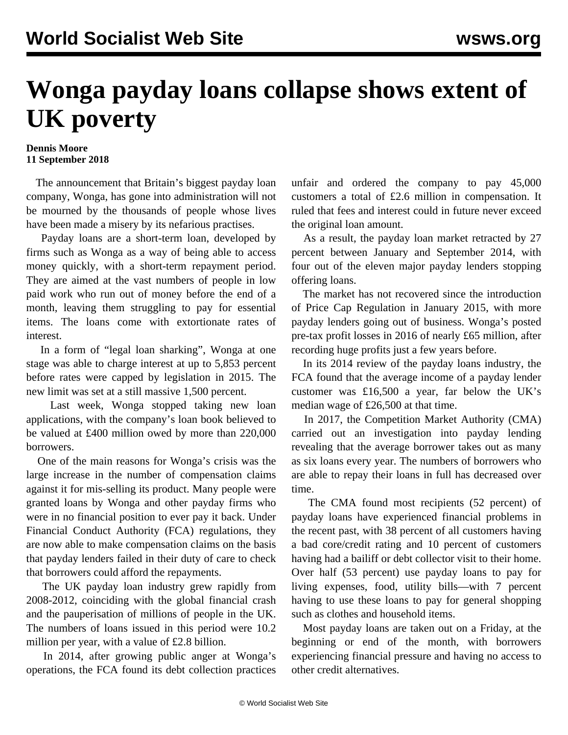# Wonga payday loans collapse shows extent of UK poverty

**Dennis Moore**
**11 September 2018**

The announcement that Britain's biggest payday loan company, Wonga, has gone into administration will not be mourned by the thousands of people whose lives have been made a misery by its nefarious practises.

Payday loans are a short-term loan, developed by firms such as Wonga as a way of being able to access money quickly, with a short-term repayment period. They are aimed at the vast numbers of people in low paid work who run out of money before the end of a month, leaving them struggling to pay for essential items. The loans come with extortionate rates of interest.

In a form of "legal loan sharking", Wonga at one stage was able to charge interest at up to 5,853 percent before rates were capped by legislation in 2015. The new limit was set at a still massive 1,500 percent.

Last week, Wonga stopped taking new loan applications, with the company's loan book believed to be valued at £400 million owed by more than 220,000 borrowers.

One of the main reasons for Wonga's crisis was the large increase in the number of compensation claims against it for mis-selling its product. Many people were granted loans by Wonga and other payday firms who were in no financial position to ever pay it back. Under Financial Conduct Authority (FCA) regulations, they are now able to make compensation claims on the basis that payday lenders failed in their duty of care to check that borrowers could afford the repayments.

The UK payday loan industry grew rapidly from 2008-2012, coinciding with the global financial crash and the pauperisation of millions of people in the UK. The numbers of loans issued in this period were 10.2 million per year, with a value of £2.8 billion.

In 2014, after growing public anger at Wonga's operations, the FCA found its debt collection practices unfair and ordered the company to pay 45,000 customers a total of £2.6 million in compensation. It ruled that fees and interest could in future never exceed the original loan amount.

As a result, the payday loan market retracted by 27 percent between January and September 2014, with four out of the eleven major payday lenders stopping offering loans.

The market has not recovered since the introduction of Price Cap Regulation in January 2015, with more payday lenders going out of business. Wonga's posted pre-tax profit losses in 2016 of nearly £65 million, after recording huge profits just a few years before.

In its 2014 review of the payday loans industry, the FCA found that the average income of a payday lender customer was £16,500 a year, far below the UK's median wage of £26,500 at that time.

In 2017, the Competition Market Authority (CMA) carried out an investigation into payday lending revealing that the average borrower takes out as many as six loans every year. The numbers of borrowers who are able to repay their loans in full has decreased over time.

The CMA found most recipients (52 percent) of payday loans have experienced financial problems in the recent past, with 38 percent of all customers having a bad core/credit rating and 10 percent of customers having had a bailiff or debt collector visit to their home. Over half (53 percent) use payday loans to pay for living expenses, food, utility bills—with 7 percent having to use these loans to pay for general shopping such as clothes and household items.

Most payday loans are taken out on a Friday, at the beginning or end of the month, with borrowers experiencing financial pressure and having no access to other credit alternatives.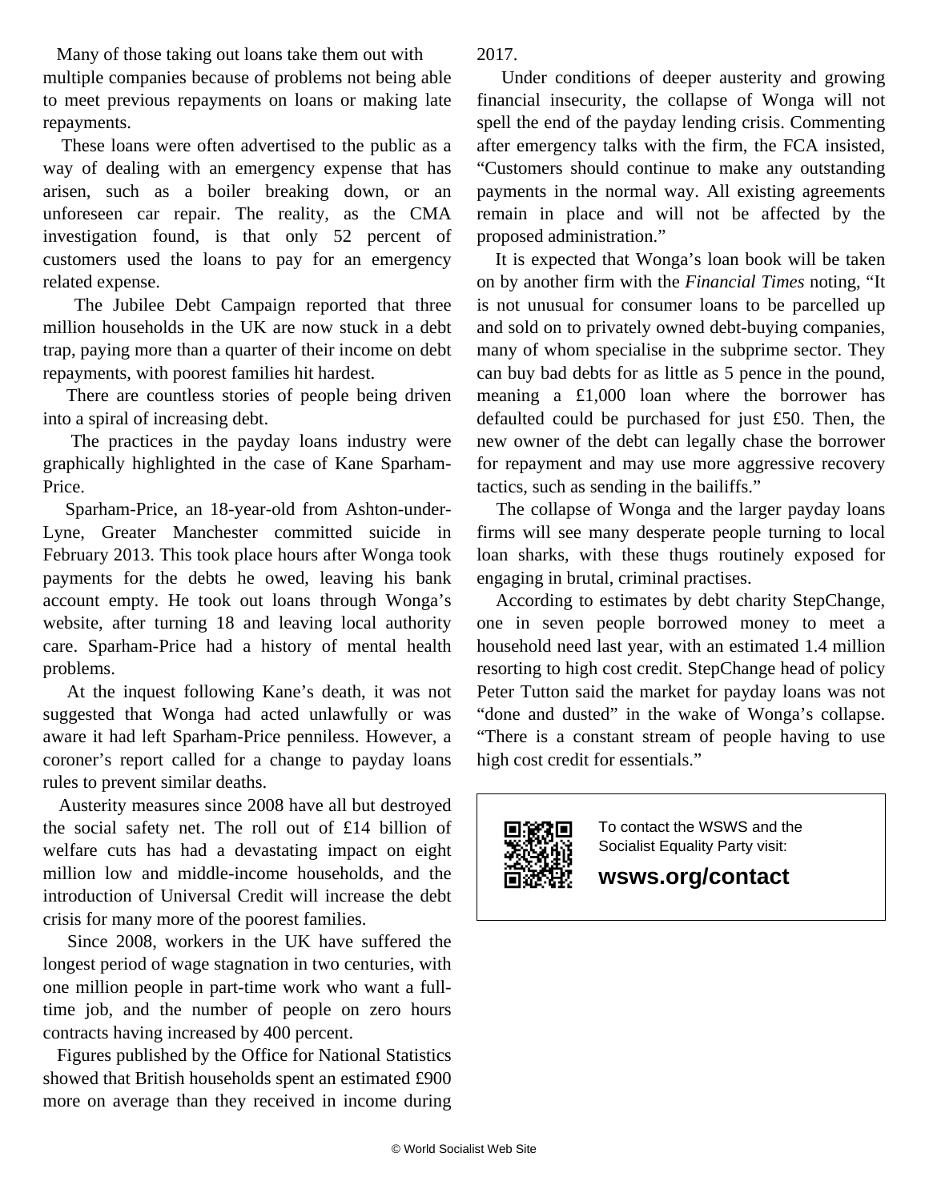Many of those taking out loans take them out with multiple companies because of problems not being able to meet previous repayments on loans or making late repayments.

These loans were often advertised to the public as a way of dealing with an emergency expense that has arisen, such as a boiler breaking down, or an unforeseen car repair. The reality, as the CMA investigation found, is that only 52 percent of customers used the loans to pay for an emergency related expense.

The Jubilee Debt Campaign reported that three million households in the UK are now stuck in a debt trap, paying more than a quarter of their income on debt repayments, with poorest families hit hardest.

There are countless stories of people being driven into a spiral of increasing debt.

The practices in the payday loans industry were graphically highlighted in the case of Kane Sparham-Price.

Sparham-Price, an 18-year-old from Ashton-under-Lyne, Greater Manchester committed suicide in February 2013. This took place hours after Wonga took payments for the debts he owed, leaving his bank account empty. He took out loans through Wonga's website, after turning 18 and leaving local authority care. Sparham-Price had a history of mental health problems.

At the inquest following Kane's death, it was not suggested that Wonga had acted unlawfully or was aware it had left Sparham-Price penniless. However, a coroner's report called for a change to payday loans rules to prevent similar deaths.

Austerity measures since 2008 have all but destroyed the social safety net. The roll out of £14 billion of welfare cuts has had a devastating impact on eight million low and middle-income households, and the introduction of Universal Credit will increase the debt crisis for many more of the poorest families.

Since 2008, workers in the UK have suffered the longest period of wage stagnation in two centuries, with one million people in part-time work who want a full-time job, and the number of people on zero hours contracts having increased by 400 percent.

Figures published by the Office for National Statistics showed that British households spent an estimated £900 more on average than they received in income during 2017.

Under conditions of deeper austerity and growing financial insecurity, the collapse of Wonga will not spell the end of the payday lending crisis. Commenting after emergency talks with the firm, the FCA insisted, "Customers should continue to make any outstanding payments in the normal way. All existing agreements remain in place and will not be affected by the proposed administration."

It is expected that Wonga's loan book will be taken on by another firm with the *Financial Times* noting, "It is not unusual for consumer loans to be parcelled up and sold on to privately owned debt-buying companies, many of whom specialise in the subprime sector. They can buy bad debts for as little as 5 pence in the pound, meaning a £1,000 loan where the borrower has defaulted could be purchased for just £50. Then, the new owner of the debt can legally chase the borrower for repayment and may use more aggressive recovery tactics, such as sending in the bailiffs."

The collapse of Wonga and the larger payday loans firms will see many desperate people turning to local loan sharks, with these thugs routinely exposed for engaging in brutal, criminal practises.

According to estimates by debt charity StepChange, one in seven people borrowed money to meet a household need last year, with an estimated 1.4 million resorting to high cost credit. StepChange head of policy Peter Tutton said the market for payday loans was not "done and dusted" in the wake of Wonga's collapse. "There is a constant stream of people having to use high cost credit for essentials."

To contact the WSWS and the Socialist Equality Party visit:

**wsws.org/contact**